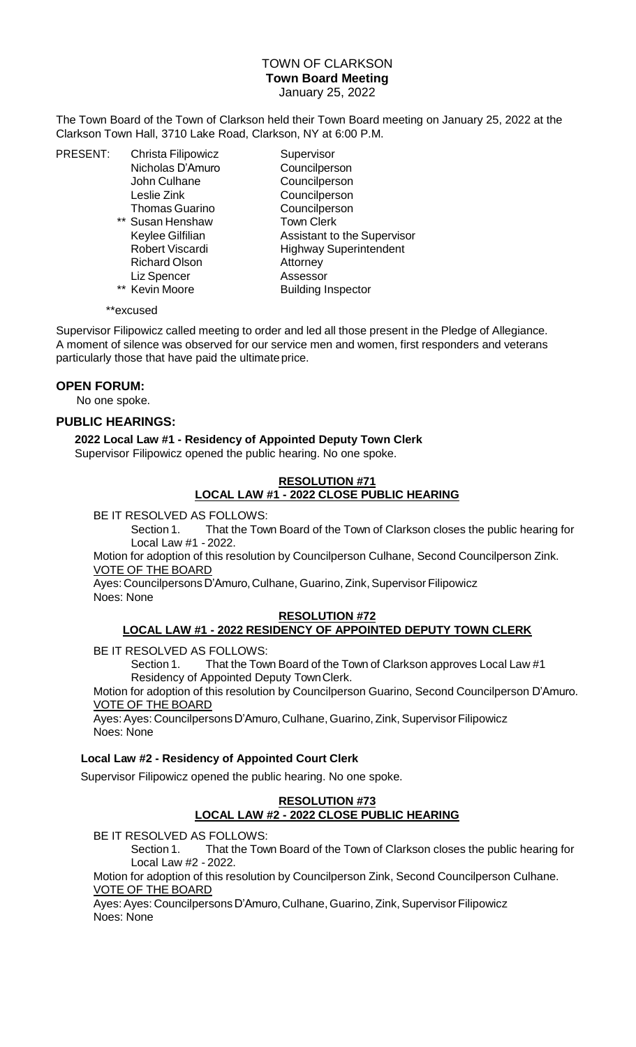# TOWN OF CLARKSON
## Town Board Meeting
January 25, 2022

The Town Board of the Town of Clarkson held their Town Board meeting on January 25, 2022 at the Clarkson Town Hall, 3710 Lake Road, Clarkson, NY at 6:00 P.M.

| PRESENT: | | |
|---|---|---|
| | Christa Filipowicz | Supervisor |
| | Nicholas D'Amuro | Councilperson |
| | John Culhane | Councilperson |
| | Leslie Zink | Councilperson |
| | Thomas Guarino | Councilperson |
| | ** Susan Henshaw | Town Clerk |
| | Keylee Gilfilian | Assistant to the Supervisor |
| | Robert Viscardi | Highway Superintendent |
| | Richard Olson | Attorney |
| | Liz Spencer | Assessor |
| | ** Kevin Moore | Building Inspector |

**excused

Supervisor Filipowicz called meeting to order and led all those present in the Pledge of Allegiance. A moment of silence was observed for our service men and women, first responders and veterans particularly those that have paid the ultimate price.

## OPEN FORUM:

No one spoke.

## PUBLIC HEARINGS:

**2022 Local Law #1 - Residency of Appointed Deputy Town Clerk**

Supervisor Filipowicz opened the public hearing. No one spoke.

**RESOLUTION #71**
**LOCAL LAW #1 - 2022 CLOSE PUBLIC HEARING**

BE IT RESOLVED AS FOLLOWS:

Section 1. That the Town Board of the Town of Clarkson closes the public hearing for Local Law #1 - 2022.

Motion for adoption of this resolution by Councilperson Culhane, Second Councilperson Zink.

VOTE OF THE BOARD

Ayes: Councilpersons D'Amuro, Culhane, Guarino, Zink, Supervisor Filipowicz
Noes: None

**RESOLUTION #72**
**LOCAL LAW #1 - 2022 RESIDENCY OF APPOINTED DEPUTY TOWN CLERK**

BE IT RESOLVED AS FOLLOWS:

Section 1. That the Town Board of the Town of Clarkson approves Local Law #1 Residency of Appointed Deputy Town Clerk.

Motion for adoption of this resolution by Councilperson Guarino, Second Councilperson D'Amuro.

VOTE OF THE BOARD

Ayes: Ayes: Councilpersons D'Amuro, Culhane, Guarino, Zink, Supervisor Filipowicz
Noes: None

**Local Law #2 - Residency of Appointed Court Clerk**

Supervisor Filipowicz opened the public hearing. No one spoke.

**RESOLUTION #73**
**LOCAL LAW #2 - 2022 CLOSE PUBLIC HEARING**

BE IT RESOLVED AS FOLLOWS:

Section 1. That the Town Board of the Town of Clarkson closes the public hearing for Local Law #2 - 2022.

Motion for adoption of this resolution by Councilperson Zink, Second Councilperson Culhane.

VOTE OF THE BOARD

Ayes: Ayes: Councilpersons D'Amuro, Culhane, Guarino, Zink, Supervisor Filipowicz
Noes: None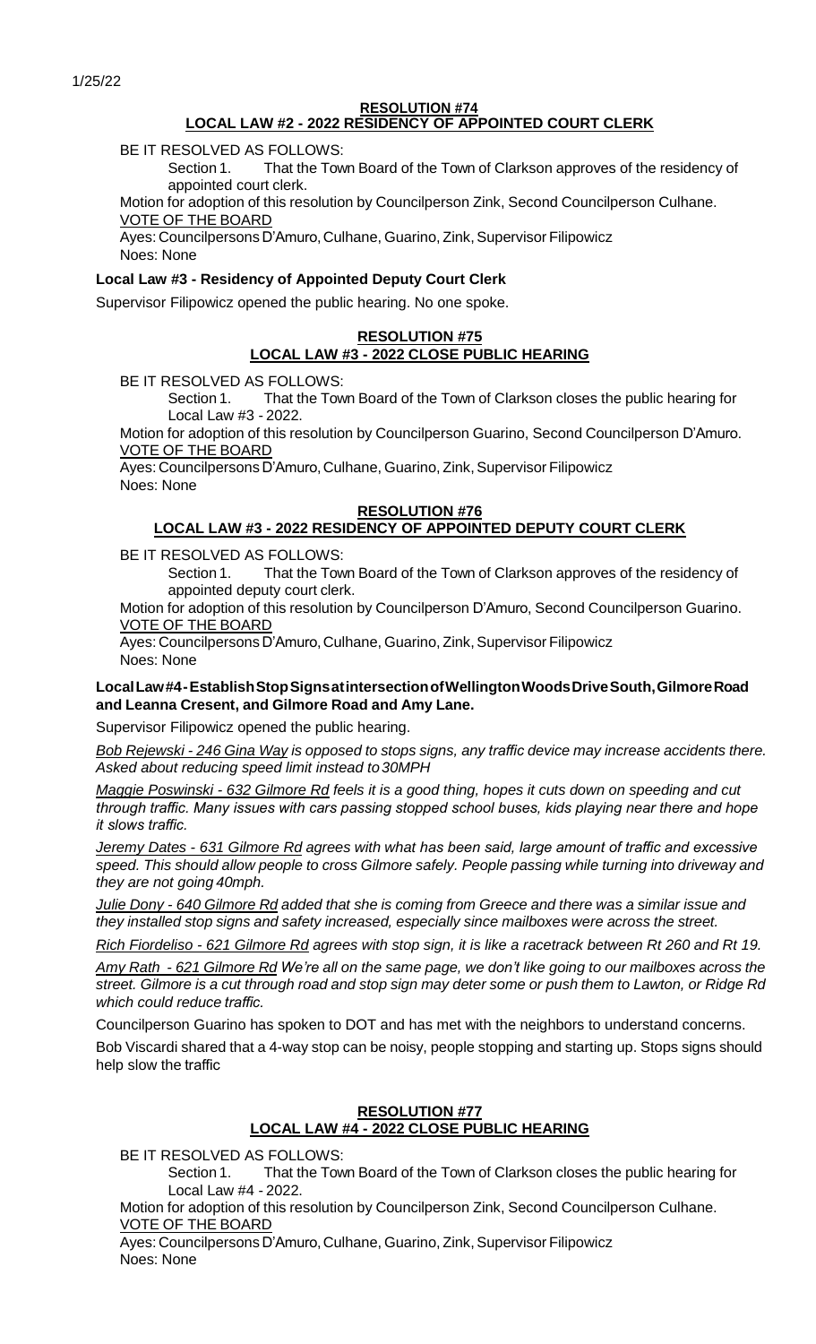1/25/22

**RESOLUTION #74**
**LOCAL LAW #2 - 2022 RESIDENCY OF APPOINTED COURT CLERK**

BE IT RESOLVED AS FOLLOWS:

Section 1. That the Town Board of the Town of Clarkson approves of the residency of appointed court clerk.

Motion for adoption of this resolution by Councilperson Zink, Second Councilperson Culhane.

VOTE OF THE BOARD

Ayes: Councilpersons D'Amuro, Culhane, Guarino, Zink, Supervisor Filipowicz
Noes: None

**Local Law #3 - Residency of Appointed Deputy Court Clerk**

Supervisor Filipowicz opened the public hearing. No one spoke.

**RESOLUTION #75**
**LOCAL LAW #3 - 2022 CLOSE PUBLIC HEARING**

BE IT RESOLVED AS FOLLOWS:

Section 1. That the Town Board of the Town of Clarkson closes the public hearing for Local Law #3 - 2022.

Motion for adoption of this resolution by Councilperson Guarino, Second Councilperson D'Amuro.

VOTE OF THE BOARD

Ayes: Councilpersons D'Amuro, Culhane, Guarino, Zink, Supervisor Filipowicz
Noes: None

**RESOLUTION #76**
**LOCAL LAW #3 - 2022 RESIDENCY OF APPOINTED DEPUTY COURT CLERK**

BE IT RESOLVED AS FOLLOWS:

Section 1. That the Town Board of the Town of Clarkson approves of the residency of appointed deputy court clerk.

Motion for adoption of this resolution by Councilperson D'Amuro, Second Councilperson Guarino.

VOTE OF THE BOARD

Ayes: Councilpersons D'Amuro, Culhane, Guarino, Zink, Supervisor Filipowicz
Noes: None

**Local Law #4 - Establish Stop Signs at intersection of Wellington Woods Drive South, Gilmore Road and Leanna Cresent, and Gilmore Road and Amy Lane.**

Supervisor Filipowicz opened the public hearing.

*Bob Rejewski - 246 Gina Way is opposed to stops signs, any traffic device may increase accidents there. Asked about reducing speed limit instead to 30MPH*

*Maggie Poswinski - 632 Gilmore Rd feels it is a good thing, hopes it cuts down on speeding and cut through traffic. Many issues with cars passing stopped school buses, kids playing near there and hope it slows traffic.*

*Jeremy Dates - 631 Gilmore Rd agrees with what has been said, large amount of traffic and excessive speed. This should allow people to cross Gilmore safely. People passing while turning into driveway and they are not going 40mph.*

*Julie Dony - 640 Gilmore Rd added that she is coming from Greece and there was a similar issue and they installed stop signs and safety increased, especially since mailboxes were across the street.*

*Rich Fiordeliso - 621 Gilmore Rd agrees with stop sign, it is like a racetrack between Rt 260 and Rt 19.*

*Amy Rath - 621 Gilmore Rd We're all on the same page, we don't like going to our mailboxes across the street. Gilmore is a cut through road and stop sign may deter some or push them to Lawton, or Ridge Rd which could reduce traffic.*

Councilperson Guarino has spoken to DOT and has met with the neighbors to understand concerns.

Bob Viscardi shared that a 4-way stop can be noisy, people stopping and starting up. Stops signs should help slow the traffic

**RESOLUTION #77**
**LOCAL LAW #4 - 2022 CLOSE PUBLIC HEARING**

BE IT RESOLVED AS FOLLOWS:

Section 1. That the Town Board of the Town of Clarkson closes the public hearing for Local Law #4 - 2022.

Motion for adoption of this resolution by Councilperson Zink, Second Councilperson Culhane.

VOTE OF THE BOARD

Ayes: Councilpersons D'Amuro, Culhane, Guarino, Zink, Supervisor Filipowicz
Noes: None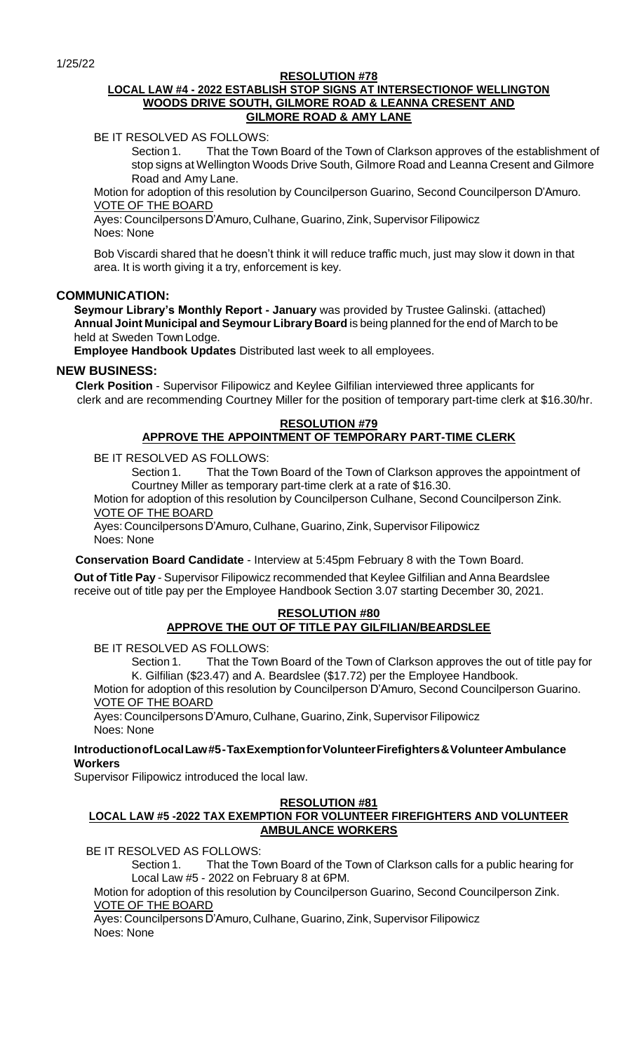1/25/22

**RESOLUTION #78**

**LOCAL LAW #4 - 2022 ESTABLISH STOP SIGNS AT INTERSECTIONOF WELLINGTON WOODS DRIVE SOUTH, GILMORE ROAD & LEANNA CRESENT AND GILMORE ROAD & AMY LANE**

BE IT RESOLVED AS FOLLOWS:

Section 1. That the Town Board of the Town of Clarkson approves of the establishment of stop signs at Wellington Woods Drive South, Gilmore Road and Leanna Cresent and Gilmore Road and Amy Lane.

Motion for adoption of this resolution by Councilperson Guarino, Second Councilperson D'Amuro.

VOTE OF THE BOARD

Ayes: Councilpersons D'Amuro, Culhane, Guarino, Zink, Supervisor Filipowicz
Noes: None

Bob Viscardi shared that he doesn't think it will reduce traffic much, just may slow it down in that area. It is worth giving it a try, enforcement is key.

## COMMUNICATION:

**Seymour Library's Monthly Report - January** was provided by Trustee Galinski. (attached)
**Annual Joint Municipal and Seymour Library Board** is being planned for the end of March to be held at Sweden Town Lodge.
**Employee Handbook Updates** Distributed last week to all employees.

## NEW BUSINESS:

**Clerk Position** - Supervisor Filipowicz and Keylee Gilfilian interviewed three applicants for clerk and are recommending Courtney Miller for the position of temporary part-time clerk at $16.30/hr.

**RESOLUTION #79**

**APPROVE THE APPOINTMENT OF TEMPORARY PART-TIME CLERK**

BE IT RESOLVED AS FOLLOWS:

Section 1. That the Town Board of the Town of Clarkson approves the appointment of Courtney Miller as temporary part-time clerk at a rate of $16.30.

Motion for adoption of this resolution by Councilperson Culhane, Second Councilperson Zink.

VOTE OF THE BOARD

Ayes: Councilpersons D'Amuro, Culhane, Guarino, Zink, Supervisor Filipowicz
Noes: None

**Conservation Board Candidate** - Interview at 5:45pm February 8 with the Town Board.

**Out of Title Pay** - Supervisor Filipowicz recommended that Keylee Gilfilian and Anna Beardslee receive out of title pay per the Employee Handbook Section 3.07 starting December 30, 2021.

**RESOLUTION #80**

**APPROVE THE OUT OF TITLE PAY GILFILIAN/BEARDSLEE**

BE IT RESOLVED AS FOLLOWS:

Section 1. That the Town Board of the Town of Clarkson approves the out of title pay for K. Gilfilian ($23.47) and A. Beardslee ($17.72) per the Employee Handbook.

Motion for adoption of this resolution by Councilperson D'Amuro, Second Councilperson Guarino.

VOTE OF THE BOARD

Ayes: Councilpersons D'Amuro, Culhane, Guarino, Zink, Supervisor Filipowicz
Noes: None

**IntroductionofLocalLaw#5-TaxExemptionforVolunteerFirefighters&VolunteerAmbulance Workers**

Supervisor Filipowicz introduced the local law.

**RESOLUTION #81**

**LOCAL LAW #5 -2022 TAX EXEMPTION FOR VOLUNTEER FIREFIGHTERS AND VOLUNTEER AMBULANCE WORKERS**

BE IT RESOLVED AS FOLLOWS:

Section 1. That the Town Board of the Town of Clarkson calls for a public hearing for Local Law #5 - 2022 on February 8 at 6PM.

Motion for adoption of this resolution by Councilperson Guarino, Second Councilperson Zink.

VOTE OF THE BOARD

Ayes: Councilpersons D'Amuro, Culhane, Guarino, Zink, Supervisor Filipowicz
Noes: None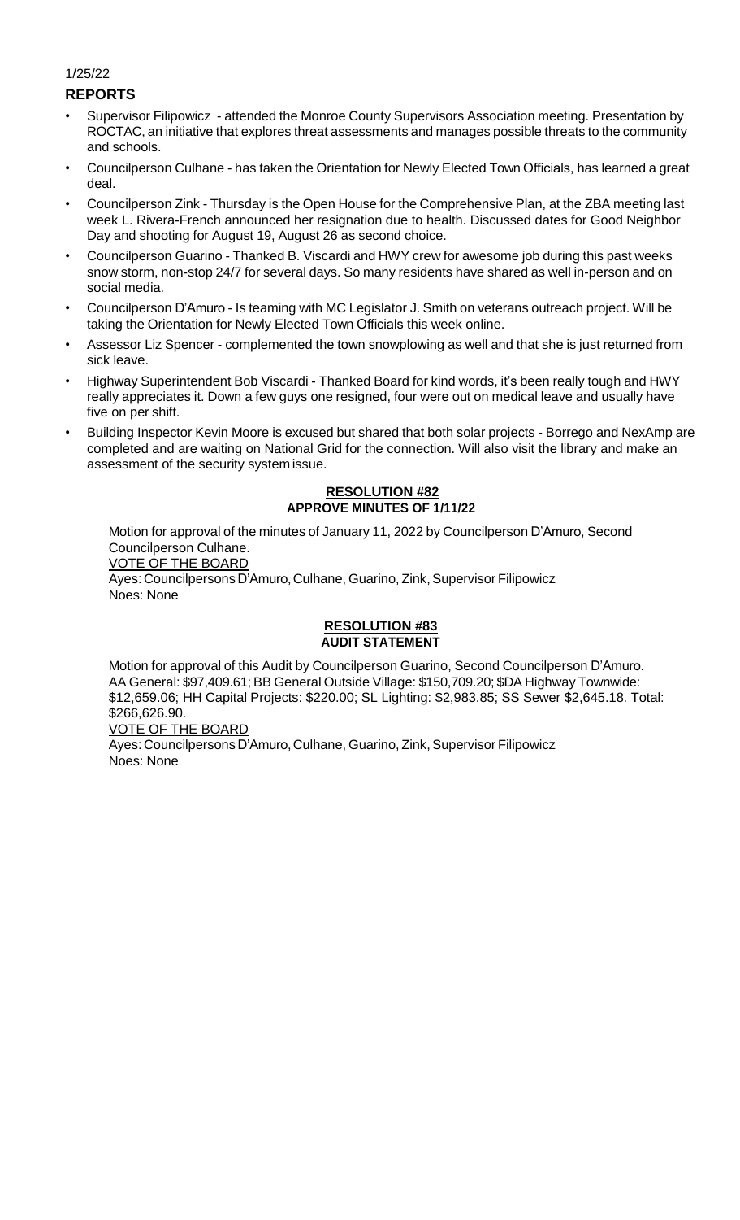1/25/22

## REPORTS

- Supervisor Filipowicz - attended the Monroe County Supervisors Association meeting. Presentation by ROCTAC, an initiative that explores threat assessments and manages possible threats to the community and schools.
- Councilperson Culhane - has taken the Orientation for Newly Elected Town Officials, has learned a great deal.
- Councilperson Zink - Thursday is the Open House for the Comprehensive Plan, at the ZBA meeting last week L. Rivera-French announced her resignation due to health. Discussed dates for Good Neighbor Day and shooting for August 19, August 26 as second choice.
- Councilperson Guarino - Thanked B. Viscardi and HWY crew for awesome job during this past weeks snow storm, non-stop 24/7 for several days. So many residents have shared as well in-person and on social media.
- Councilperson D'Amuro - Is teaming with MC Legislator J. Smith on veterans outreach project. Will be taking the Orientation for Newly Elected Town Officials this week online.
- Assessor Liz Spencer - complemented the town snowplowing as well and that she is just returned from sick leave.
- Highway Superintendent Bob Viscardi - Thanked Board for kind words, it's been really tough and HWY really appreciates it. Down a few guys one resigned, four were out on medical leave and usually have five on per shift.
- Building Inspector Kevin Moore is excused but shared that both solar projects - Borrego and NexAmp are completed and are waiting on National Grid for the connection. Will also visit the library and make an assessment of the security system issue.

### RESOLUTION #82
### APPROVE MINUTES OF 1/11/22

Motion for approval of the minutes of January 11, 2022 by Councilperson D'Amuro, Second Councilperson Culhane.

VOTE OF THE BOARD

Ayes: Councilpersons D'Amuro, Culhane, Guarino, Zink, Supervisor Filipowicz
Noes: None

### RESOLUTION #83
### AUDIT STATEMENT

Motion for approval of this Audit by Councilperson Guarino, Second Councilperson D'Amuro. AA General: $97,409.61; BB General Outside Village: $150,709.20; $DA Highway Townwide: $12,659.06; HH Capital Projects: $220.00; SL Lighting: $2,983.85; SS Sewer $2,645.18. Total: $266,626.90.

VOTE OF THE BOARD

Ayes: Councilpersons D'Amuro, Culhane, Guarino, Zink, Supervisor Filipowicz
Noes: None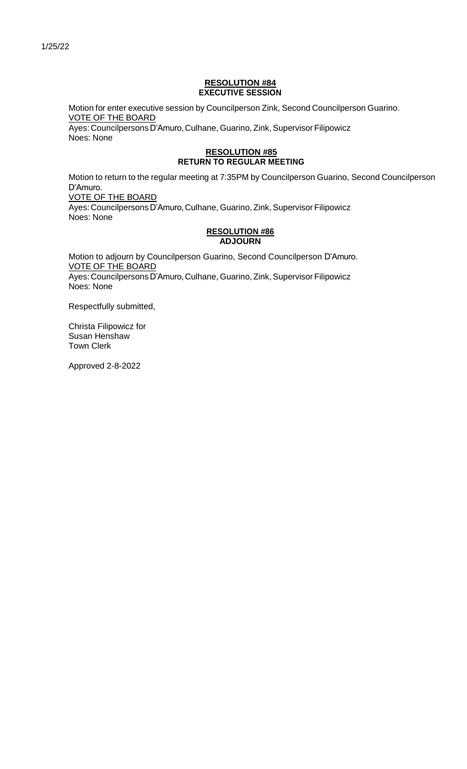1/25/22

**RESOLUTION #84**
**EXECUTIVE SESSION**

Motion for enter executive session by Councilperson Zink, Second Councilperson Guarino.
VOTE OF THE BOARD
Ayes: Councilpersons D'Amuro, Culhane, Guarino, Zink, Supervisor Filipowicz
Noes: None

**RESOLUTION #85**
**RETURN TO REGULAR MEETING**

Motion to return to the regular meeting at 7:35PM by Councilperson Guarino, Second Councilperson D'Amuro.
VOTE OF THE BOARD
Ayes: Councilpersons D'Amuro, Culhane, Guarino, Zink, Supervisor Filipowicz
Noes: None

**RESOLUTION #86**
**ADJOURN**

Motion to adjourn by Councilperson Guarino, Second Councilperson D'Amuro.
VOTE OF THE BOARD
Ayes: Councilpersons D'Amuro, Culhane, Guarino, Zink, Supervisor Filipowicz
Noes: None

Respectfully submitted,

Christa Filipowicz for
Susan Henshaw
Town Clerk

Approved 2-8-2022